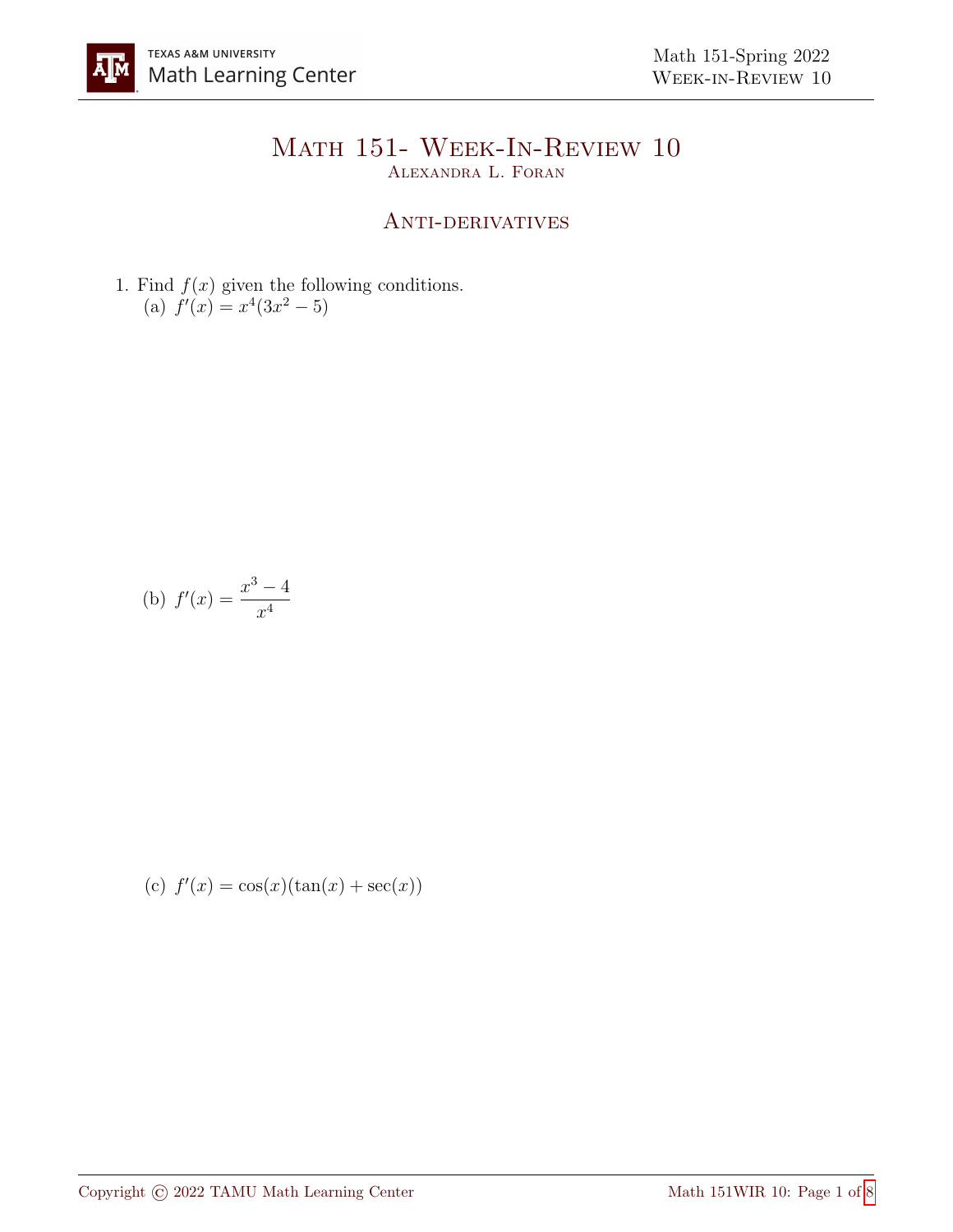# Math 151- Week-In-Review 10

Alexandra L. Foran

## Anti-derivatives

1. Find $f(x)$ given the following conditions.

   (a) $f'(x) = x^4(3x^2 - 5)$

   (b) $f'(x) = \dfrac{x^3 - 4}{x^4}$

   (c) $f'(x) = \cos(x)(\tan(x) + \sec(x))$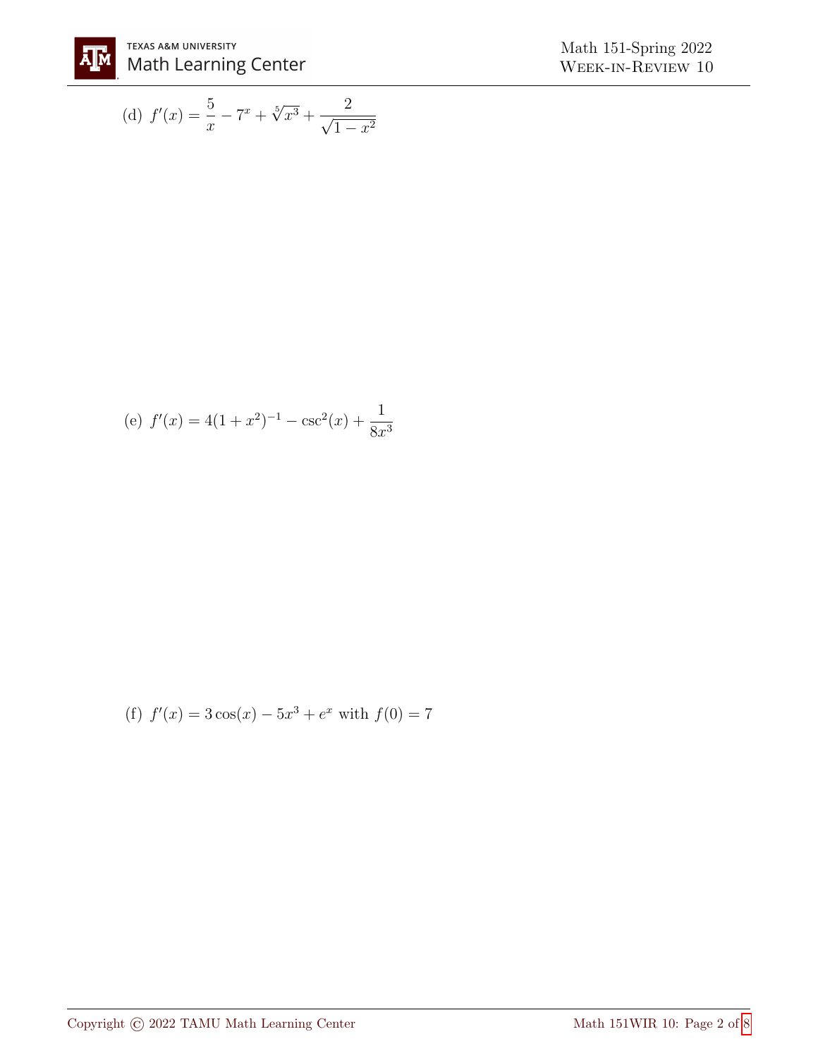(d) $f'(x) = \dfrac{5}{x} - 7^x + \sqrt[5]{x^3} + \dfrac{2}{\sqrt{1-x^2}}$

(e) $f'(x) = 4(1+x^2)^{-1} - \csc^2(x) + \dfrac{1}{8x^3}$

(f) $f'(x) = 3\cos(x) - 5x^3 + e^x$ with $f(0) = 7$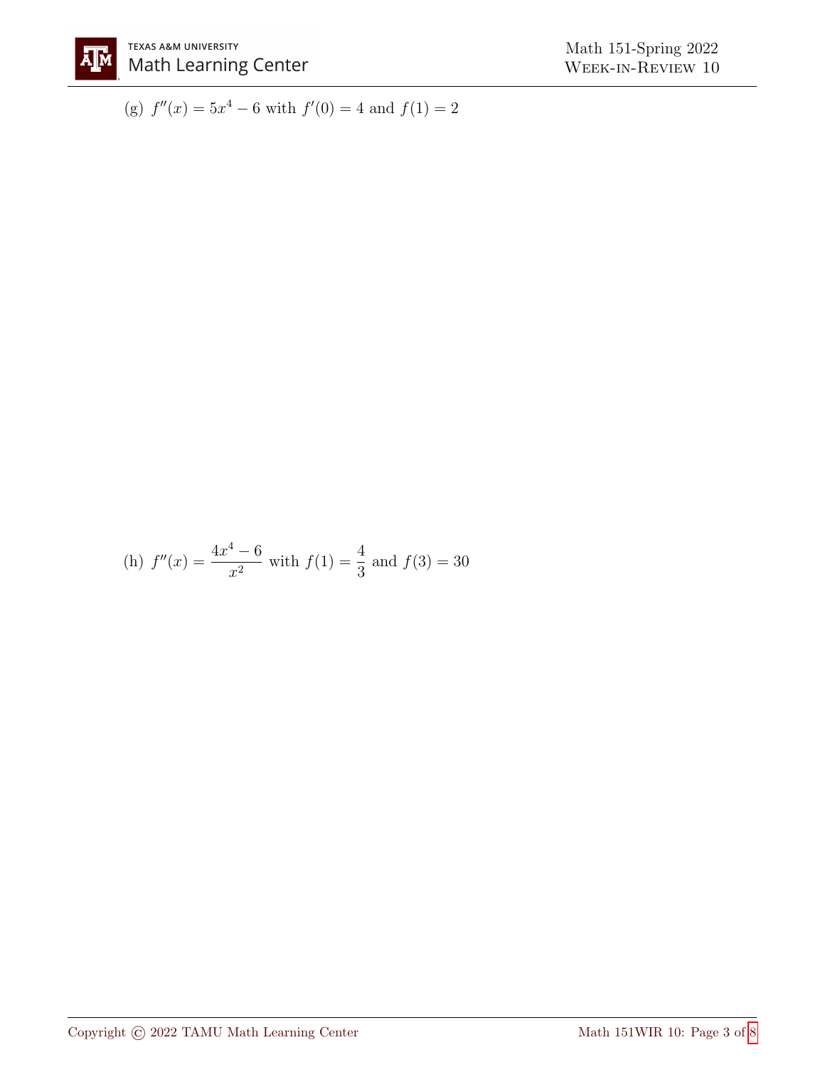(g) $f''(x) = 5x^4 - 6$ with $f'(0) = 4$ and $f(1) = 2$

(h) $f''(x) = \dfrac{4x^4 - 6}{x^2}$ with $f(1) = \dfrac{4}{3}$ and $f(3) = 30$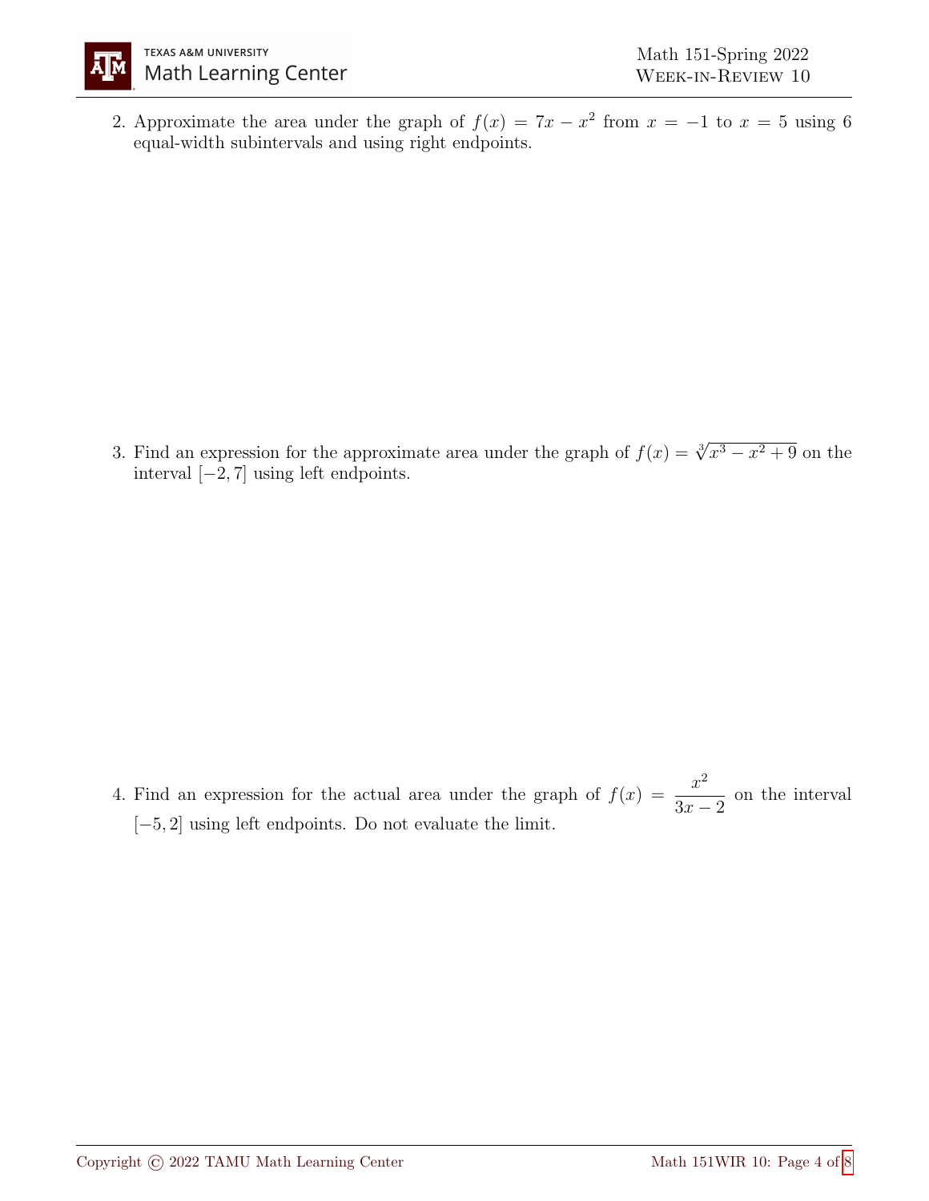2. Approximate the area under the graph of $f(x) = 7x - x^2$ from $x = -1$ to $x = 5$ using 6 equal-width subintervals and using right endpoints.

3. Find an expression for the approximate area under the graph of $f(x) = \sqrt[3]{x^3 - x^2 + 9}$ on the interval $[-2, 7]$ using left endpoints.

4. Find an expression for the actual area under the graph of $f(x) = \dfrac{x^2}{3x - 2}$ on the interval $[-5, 2]$ using left endpoints. Do not evaluate the limit.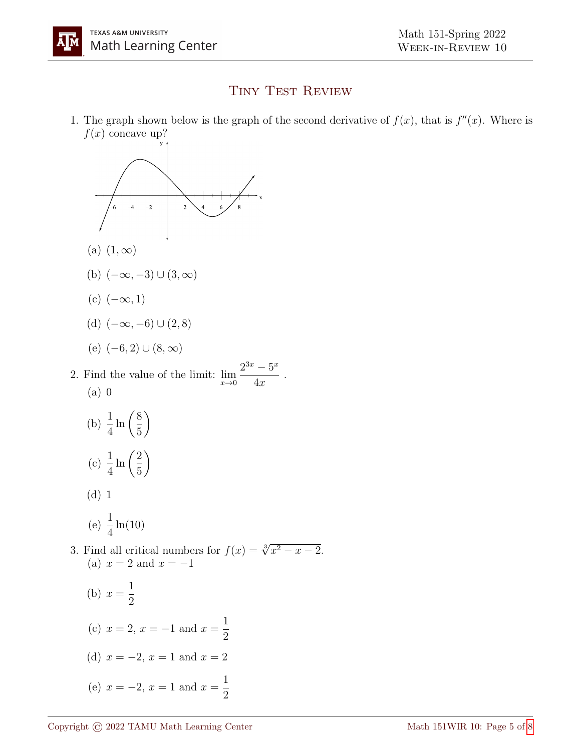# Tiny Test Review

1. The graph shown below is the graph of the second derivative of $f(x)$, that is $f''(x)$. Where is $f(x)$ concave up?

   (a) $(1, \infty)$

   (b) $(-\infty, -3) \cup (3, \infty)$

   (c) $(-\infty, 1)$

   (d) $(-\infty, -6) \cup (2, 8)$

   (e) $(-6, 2) \cup (8, \infty)$

2. Find the value of the limit: $\lim\limits_{x \to 0} \dfrac{2^{3x} - 5^x}{4x}$ .

   (a) 0

   (b) $\dfrac{1}{4} \ln\left(\dfrac{8}{5}\right)$

   (c) $\dfrac{1}{4} \ln\left(\dfrac{2}{5}\right)$

   (d) 1

   (e) $\dfrac{1}{4} \ln(10)$

3. Find all critical numbers for $f(x) = \sqrt[3]{x^2 - x - 2}$.

   (a) $x = 2$ and $x = -1$

   (b) $x = \dfrac{1}{2}$

   (c) $x = 2$, $x = -1$ and $x = \dfrac{1}{2}$

   (d) $x = -2$, $x = 1$ and $x = 2$

   (e) $x = -2$, $x = 1$ and $x = \dfrac{1}{2}$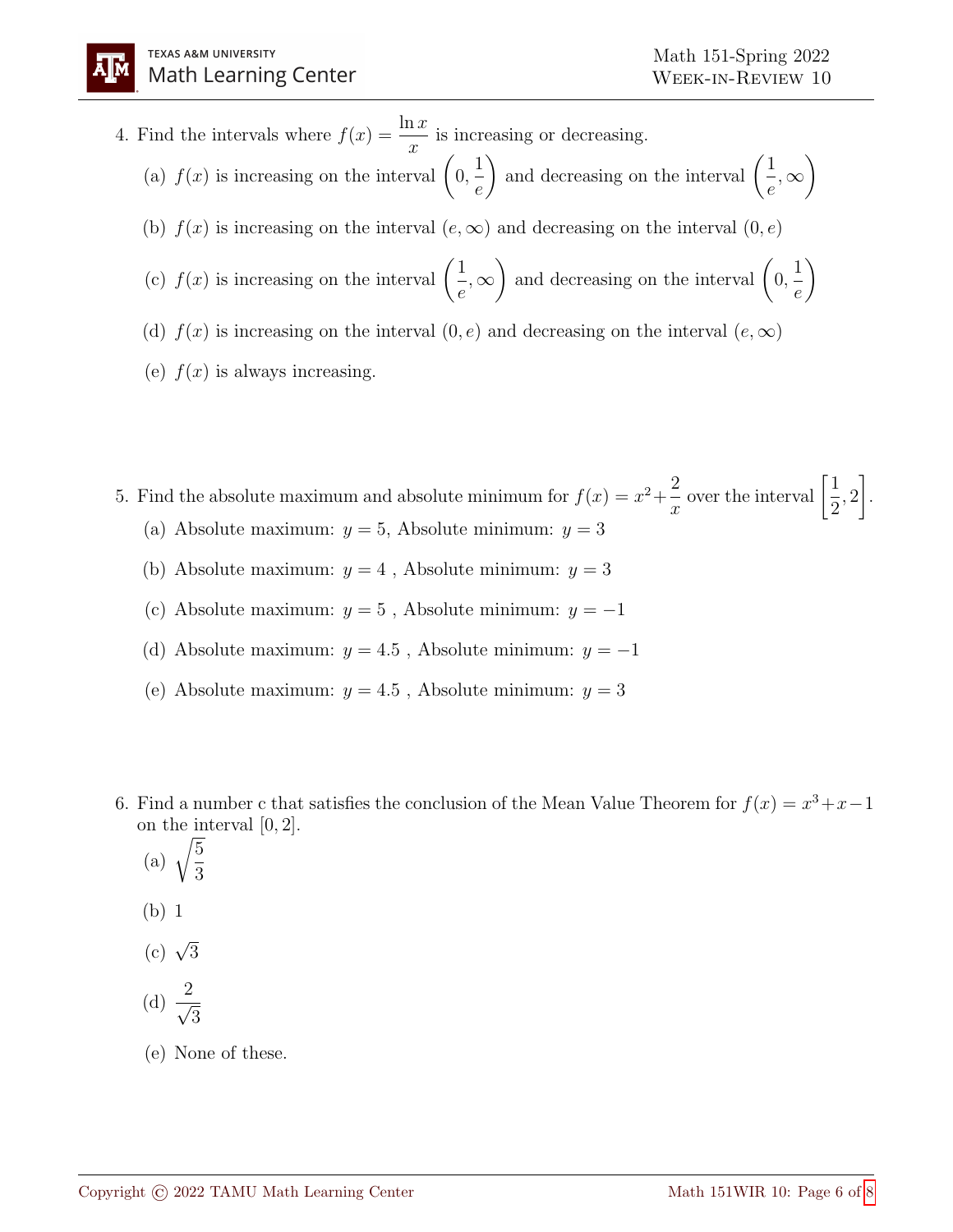4. Find the intervals where $f(x) = \dfrac{\ln x}{x}$ is increasing or decreasing.

   (a) $f(x)$ is increasing on the interval $\left(0, \dfrac{1}{e}\right)$ and decreasing on the interval $\left(\dfrac{1}{e}, \infty\right)$

   (b) $f(x)$ is increasing on the interval $(e, \infty)$ and decreasing on the interval $(0, e)$

   (c) $f(x)$ is increasing on the interval $\left(\dfrac{1}{e}, \infty\right)$ and decreasing on the interval $\left(0, \dfrac{1}{e}\right)$

   (d) $f(x)$ is increasing on the interval $(0, e)$ and decreasing on the interval $(e, \infty)$

   (e) $f(x)$ is always increasing.

5. Find the absolute maximum and absolute minimum for $f(x) = x^2 + \dfrac{2}{x}$ over the interval $\left[\dfrac{1}{2}, 2\right]$.

   (a) Absolute maximum: $y = 5$, Absolute minimum: $y = 3$

   (b) Absolute maximum: $y = 4$ , Absolute minimum: $y = 3$

   (c) Absolute maximum: $y = 5$ , Absolute minimum: $y = -1$

   (d) Absolute maximum: $y = 4.5$ , Absolute minimum: $y = -1$

   (e) Absolute maximum: $y = 4.5$ , Absolute minimum: $y = 3$

6. Find a number c that satisfies the conclusion of the Mean Value Theorem for $f(x) = x^3 + x - 1$ on the interval $[0, 2]$.

   (a) $\sqrt{\dfrac{5}{3}}$

   (b) 1

   (c) $\sqrt{3}$

   (d) $\dfrac{2}{\sqrt{3}}$

   (e) None of these.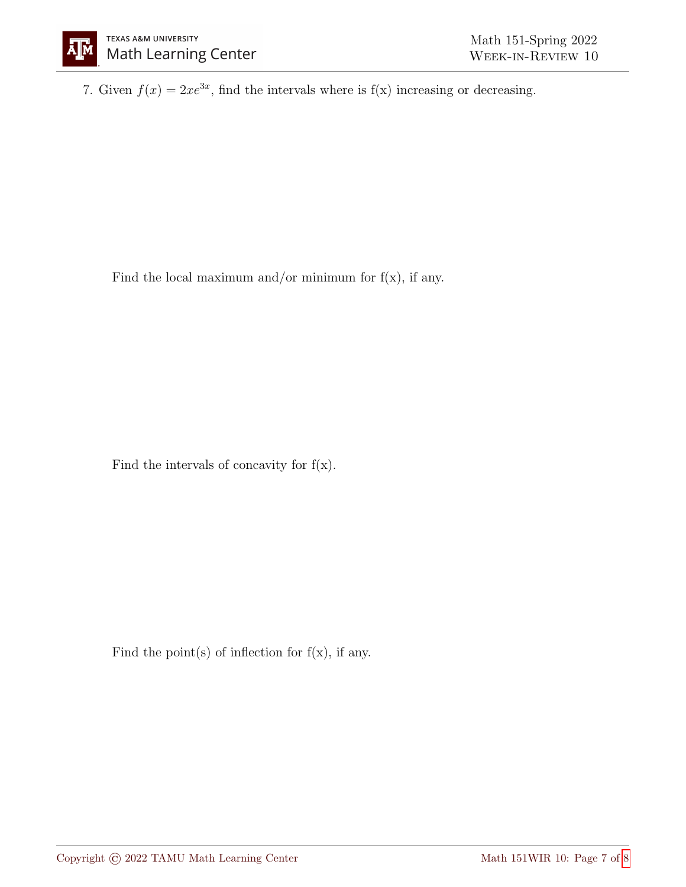7. Given $f(x) = 2xe^{3x}$, find the intervals where is f(x) increasing or decreasing.

Find the local maximum and/or minimum for f(x), if any.

Find the intervals of concavity for f(x).

Find the point(s) of inflection for f(x), if any.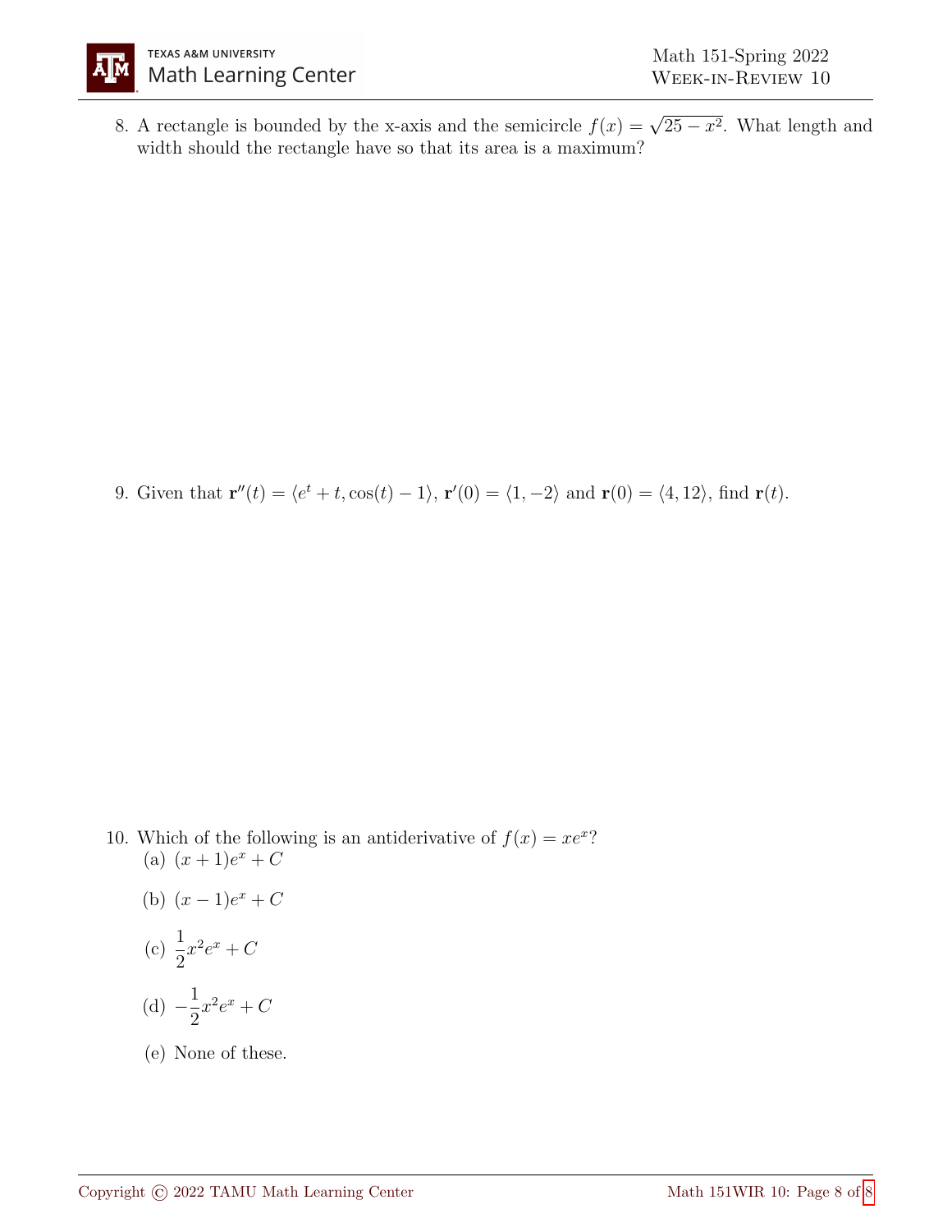8. A rectangle is bounded by the x-axis and the semicircle $f(x) = \sqrt{25 - x^2}$. What length and width should the rectangle have so that its area is a maximum?

9. Given that $\mathbf{r}''(t) = \langle e^t + t, \cos(t) - 1 \rangle$, $\mathbf{r}'(0) = \langle 1, -2 \rangle$ and $\mathbf{r}(0) = \langle 4, 12 \rangle$, find $\mathbf{r}(t)$.

10. Which of the following is an antiderivative of $f(x) = xe^x$?

    (a) $(x+1)e^x + C$

    (b) $(x-1)e^x + C$

    (c) $\dfrac{1}{2}x^2e^x + C$

    (d) $-\dfrac{1}{2}x^2e^x + C$

    (e) None of these.